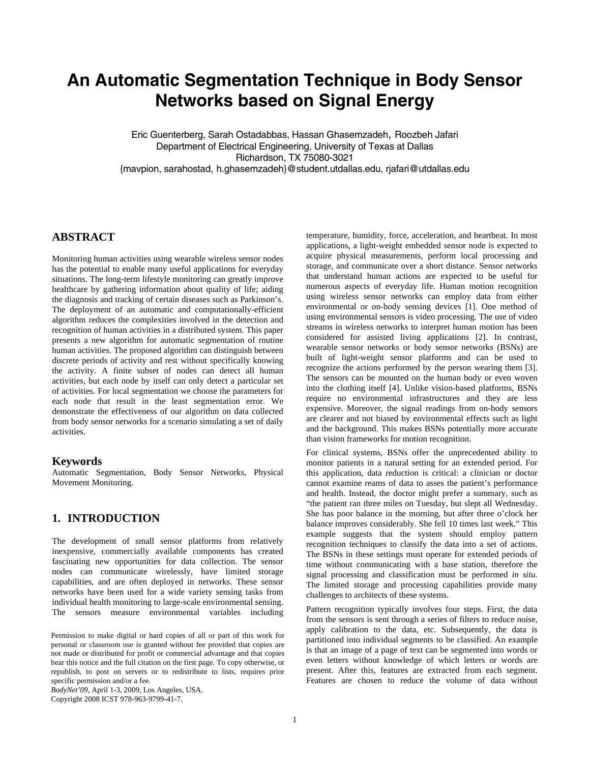# An Automatic Segmentation Technique in Body Sensor Networks based on Signal Energy

Eric Guenterberg, Sarah Ostadabbas, Hassan Ghasemzadeh, Roozbeh Jafari
Department of Electrical Engineering, University of Texas at Dallas
Richardson, TX 75080-3021
{mavpion, sarahostad, h.ghasemzadeh}@student.utdallas.edu, rjafari@utdallas.edu

## ABSTRACT

Monitoring human activities using wearable wireless sensor nodes has the potential to enable many useful applications for everyday situations. The long-term lifestyle monitoring can greatly improve healthcare by gathering information about quality of life; aiding the diagnosis and tracking of certain diseases such as Parkinson's. The deployment of an automatic and computationally-efficient algorithm reduces the complexities involved in the detection and recognition of human activities in a distributed system. This paper presents a new algorithm for automatic segmentation of routine human activities. The proposed algorithm can distinguish between discrete periods of activity and rest without specifically knowing the activity. A finite subset of nodes can detect all human activities, but each node by itself can only detect a particular set of activities. For local segmentation we choose the parameters for each node that result in the least segmentation error. We demonstrate the effectiveness of our algorithm on data collected from body sensor networks for a scenario simulating a set of daily activities.

## Keywords

Automatic Segmentation, Body Sensor Networks, Physical Movement Monitoring.

## 1. INTRODUCTION

The development of small sensor platforms from relatively inexpensive, commercially available components has created fascinating new opportunities for data collection. The sensor nodes can communicate wirelessly, have limited storage capabilities, and are often deployed in networks. These sensor networks have been used for a wide variety sensing tasks from individual health monitoring to large-scale environmental sensing. The sensors measure environmental variables including temperature, humidity, force, acceleration, and heartbeat. In most applications, a light-weight embedded sensor node is expected to acquire physical measurements, perform local processing and storage, and communicate over a short distance. Sensor networks that understand human actions are expected to be useful for numerous aspects of everyday life. Human motion recognition using wireless sensor networks can employ data from either environmental or on-body sensing devices [1]. One method of using environmental sensors is video processing. The use of video streams in wireless networks to interpret human motion has been considered for assisted living applications [2]. In contrast, wearable sensor networks or body sensor networks (BSNs) are built of light-weight sensor platforms and can be used to recognize the actions performed by the person wearing them [3]. The sensors can be mounted on the human body or even woven into the clothing itself [4]. Unlike vision-based platforms, BSNs require no environmental infrastructures and they are less expensive. Moreover, the signal readings from on-body sensors are clearer and not biased by environmental effects such as light and the background. This makes BSNs potentially more accurate than vision frameworks for motion recognition.

For clinical systems, BSNs offer the unprecedented ability to monitor patients in a natural setting for an extended period. For this application, data reduction is critical: a clinician or doctor cannot examine reams of data to asses the patient's performance and health. Instead, the doctor might prefer a summary, such as "the patient ran three miles on Tuesday, but slept all Wednesday. She has poor balance in the morning, but after three o'clock her balance improves considerably. She fell 10 times last week." This example suggests that the system should employ pattern recognition techniques to classify the data into a set of actions. The BSNs in these settings must operate for extended periods of time without communicating with a base station, therefore the signal processing and classification must be performed *in situ*. The limited storage and processing capabilities provide many challenges to architects of these systems.

Pattern recognition typically involves four steps. First, the data from the sensors is sent through a series of filters to reduce noise, apply calibration to the data, etc. Subsequently, the data is partitioned into individual segments to be classified. An example is that an image of a page of text can be segmented into words or even letters without knowledge of which letters or words are present. After this, features are extracted from each segment. Features are chosen to reduce the volume of data without

Permission to make digital or hard copies of all or part of this work for personal or classroom use is granted without fee provided that copies are not made or distributed for profit or commercial advantage and that copies bear this notice and the full citation on the first page. To copy otherwise, or republish, to post on servers or to redistribute to lists, requires prior specific permission and/or a fee.
*BodyNet'09*, April 1-3, 2009, Los Angeles, USA.
Copyright 2008 ICST 978-963-9799-41-7.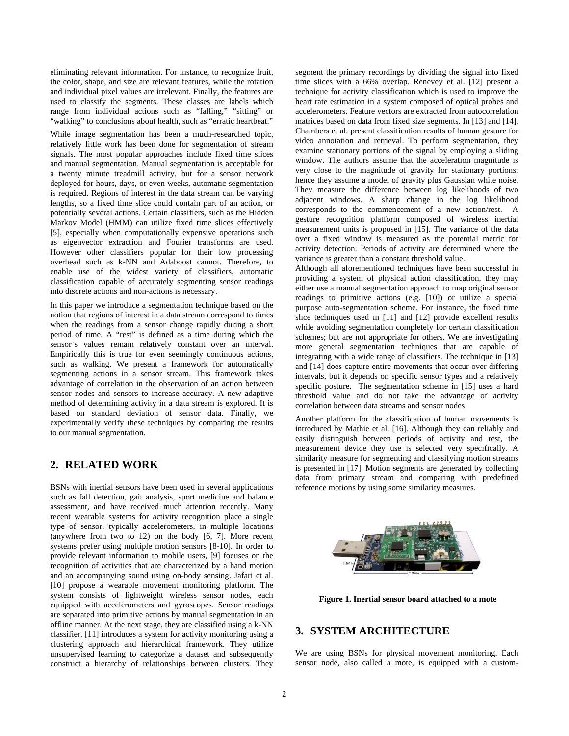eliminating relevant information. For instance, to recognize fruit, the color, shape, and size are relevant features, while the rotation and individual pixel values are irrelevant. Finally, the features are used to classify the segments. These classes are labels which range from individual actions such as "falling," "sitting" or "walking" to conclusions about health, such as "erratic heartbeat."

While image segmentation has been a much-researched topic, relatively little work has been done for segmentation of stream signals. The most popular approaches include fixed time slices and manual segmentation. Manual segmentation is acceptable for a twenty minute treadmill activity, but for a sensor network deployed for hours, days, or even weeks, automatic segmentation is required. Regions of interest in the data stream can be varying lengths, so a fixed time slice could contain part of an action, or potentially several actions. Certain classifiers, such as the Hidden Markov Model (HMM) can utilize fixed time slices effectively [5], especially when computationally expensive operations such as eigenvector extraction and Fourier transforms are used. However other classifiers popular for their low processing overhead such as k-NN and Adaboost cannot. Therefore, to enable use of the widest variety of classifiers, automatic classification capable of accurately segmenting sensor readings into discrete actions and non-actions is necessary.

In this paper we introduce a segmentation technique based on the notion that regions of interest in a data stream correspond to times when the readings from a sensor change rapidly during a short period of time. A "rest" is defined as a time during which the sensor's values remain relatively constant over an interval. Empirically this is true for even seemingly continuous actions, such as walking. We present a framework for automatically segmenting actions in a sensor stream. This framework takes advantage of correlation in the observation of an action between sensor nodes and sensors to increase accuracy. A new adaptive method of determining activity in a data stream is explored. It is based on standard deviation of sensor data. Finally, we experimentally verify these techniques by comparing the results to our manual segmentation.

## 2. RELATED WORK

BSNs with inertial sensors have been used in several applications such as fall detection, gait analysis, sport medicine and balance assessment, and have received much attention recently. Many recent wearable systems for activity recognition place a single type of sensor, typically accelerometers, in multiple locations (anywhere from two to 12) on the body [6, 7]. More recent systems prefer using multiple motion sensors [8-10]. In order to provide relevant information to mobile users, [9] focuses on the recognition of activities that are characterized by a hand motion and an accompanying sound using on-body sensing. Jafari et al. [10] propose a wearable movement monitoring platform. The system consists of lightweight wireless sensor nodes, each equipped with accelerometers and gyroscopes. Sensor readings are separated into primitive actions by manual segmentation in an offline manner. At the next stage, they are classified using a k-NN classifier. [11] introduces a system for activity monitoring using a clustering approach and hierarchical framework. They utilize unsupervised learning to categorize a dataset and subsequently construct a hierarchy of relationships between clusters. They segment the primary recordings by dividing the signal into fixed time slices with a 66% overlap. Renevey et al. [12] present a technique for activity classification which is used to improve the heart rate estimation in a system composed of optical probes and accelerometers. Feature vectors are extracted from autocorrelation matrices based on data from fixed size segments. In [13] and [14], Chambers et al. present classification results of human gesture for video annotation and retrieval. To perform segmentation, they examine stationary portions of the signal by employing a sliding window. The authors assume that the acceleration magnitude is very close to the magnitude of gravity for stationary portions; hence they assume a model of gravity plus Gaussian white noise. They measure the difference between log likelihoods of two adjacent windows. A sharp change in the log likelihood corresponds to the commencement of a new action/rest. A gesture recognition platform composed of wireless inertial measurement units is proposed in [15]. The variance of the data over a fixed window is measured as the potential metric for activity detection. Periods of activity are determined where the variance is greater than a constant threshold value.

Although all aforementioned techniques have been successful in providing a system of physical action classification, they may either use a manual segmentation approach to map original sensor readings to primitive actions (e.g. [10]) or utilize a special purpose auto-segmentation scheme. For instance, the fixed time slice techniques used in [11] and [12] provide excellent results while avoiding segmentation completely for certain classification schemes; but are not appropriate for others. We are investigating more general segmentation techniques that are capable of integrating with a wide range of classifiers. The technique in [13] and [14] does capture entire movements that occur over differing intervals, but it depends on specific sensor types and a relatively specific posture. The segmentation scheme in [15] uses a hard threshold value and do not take the advantage of activity correlation between data streams and sensor nodes.

Another platform for the classification of human movements is introduced by Mathie et al. [16]. Although they can reliably and easily distinguish between periods of activity and rest, the measurement device they use is selected very specifically. A similarity measure for segmenting and classifying motion streams is presented in [17]. Motion segments are generated by collecting data from primary stream and comparing with predefined reference motions by using some similarity measures.

**Figure 1. Inertial sensor board attached to a mote**

## 3. SYSTEM ARCHITECTURE

We are using BSNs for physical movement monitoring. Each sensor node, also called a mote, is equipped with a custom-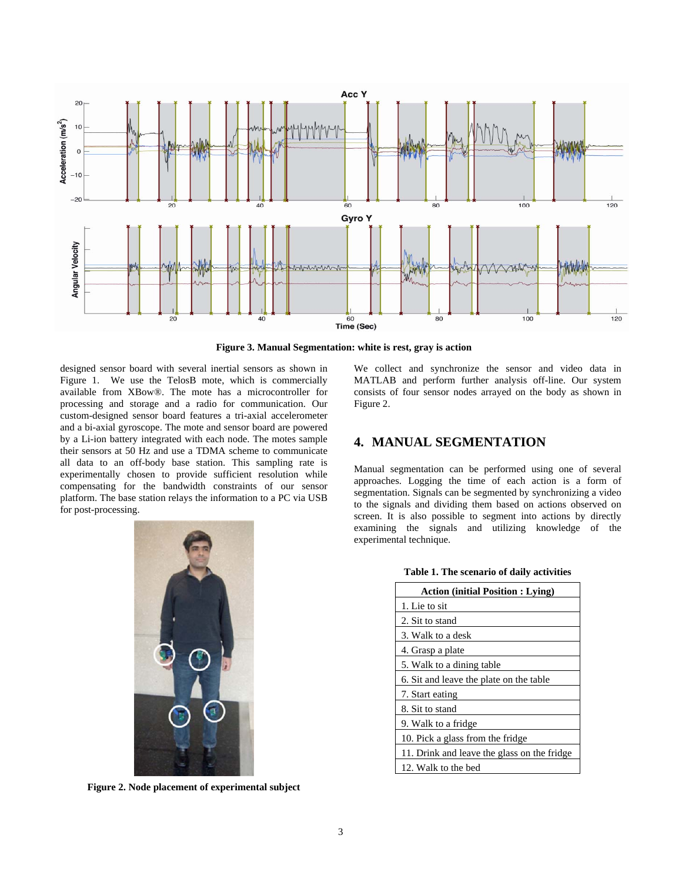Figure 3. Manual Segmentation: white is rest, gray is action

designed sensor board with several inertial sensors as shown in Figure 1. We use the TelosB mote, which is commercially available from XBow®. The mote has a microcontroller for processing and storage and a radio for communication. Our custom-designed sensor board features a tri-axial accelerometer and a bi-axial gyroscope. The mote and sensor board are powered by a Li-ion battery integrated with each node. The motes sample their sensors at 50 Hz and use a TDMA scheme to communicate all data to an off-body base station. This sampling rate is experimentally chosen to provide sufficient resolution while compensating for the bandwidth constraints of our sensor platform. The base station relays the information to a PC via USB for post-processing.

Figure 2. Node placement of experimental subject

We collect and synchronize the sensor and video data in MATLAB and perform further analysis off-line. Our system consists of four sensor nodes arrayed on the body as shown in Figure 2.

## 4. MANUAL SEGMENTATION

Manual segmentation can be performed using one of several approaches. Logging the time of each action is a form of segmentation. Signals can be segmented by synchronizing a video to the signals and dividing them based on actions observed on screen. It is also possible to segment into actions by directly examining the signals and utilizing knowledge of the experimental technique.

**Table 1. The scenario of daily activities**

| Action (initial Position : Lying) |
| --- |
| 1. Lie to sit |
| 2. Sit to stand |
| 3. Walk to a desk |
| 4. Grasp a plate |
| 5. Walk to a dining table |
| 6. Sit and leave the plate on the table |
| 7. Start eating |
| 8. Sit to stand |
| 9. Walk to a fridge |
| 10. Pick a glass from the fridge |
| 11. Drink and leave the glass on the fridge |
| 12. Walk to the bed |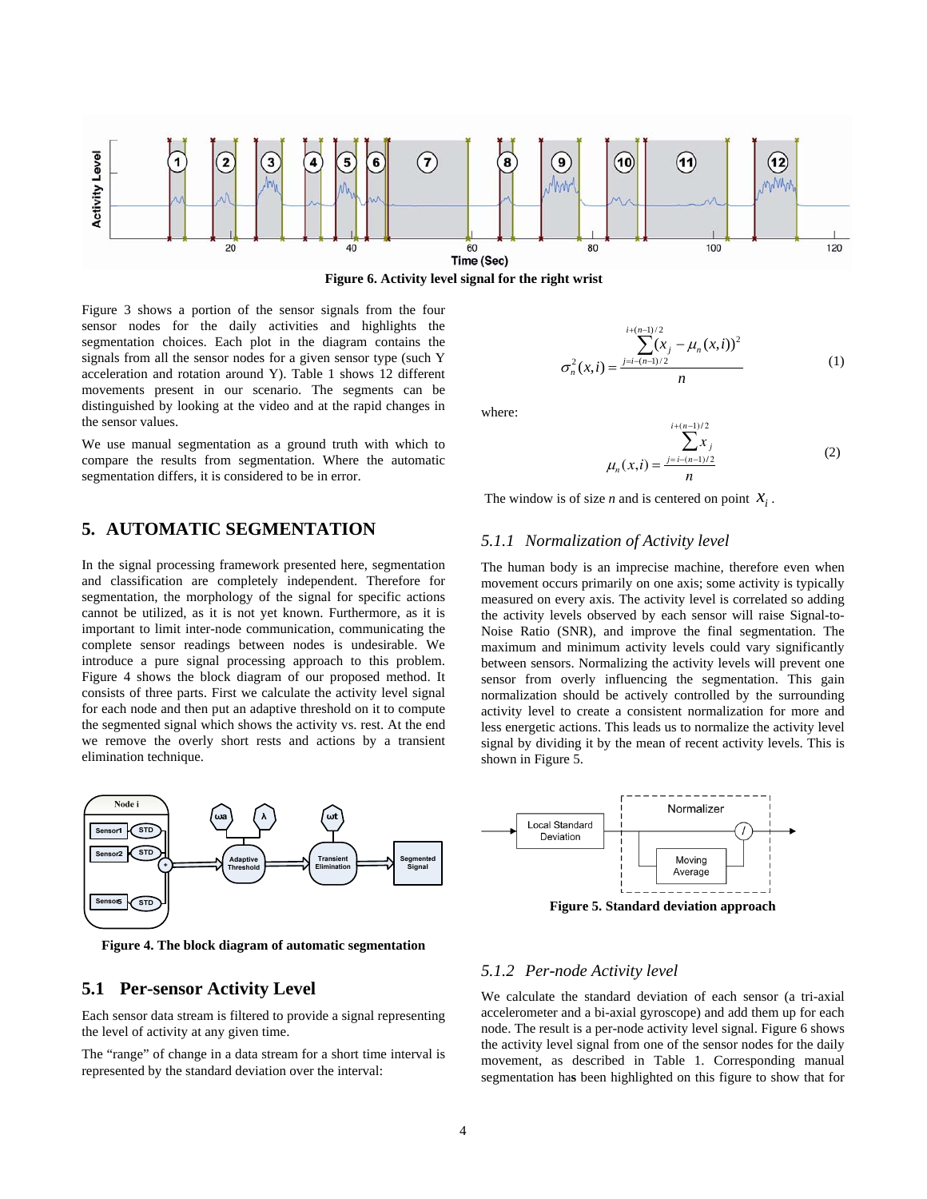Figure 6. Activity level signal for the right wrist

Figure 3 shows a portion of the sensor signals from the four sensor nodes for the daily activities and highlights the segmentation choices. Each plot in the diagram contains the signals from all the sensor nodes for a given sensor type (such Y acceleration and rotation around Y). Table 1 shows 12 different movements present in our scenario. The segments can be distinguished by looking at the video and at the rapid changes in the sensor values.

We use manual segmentation as a ground truth with which to compare the results from segmentation. Where the automatic segmentation differs, it is considered to be in error.

## 5. AUTOMATIC SEGMENTATION

In the signal processing framework presented here, segmentation and classification are completely independent. Therefore for segmentation, the morphology of the signal for specific actions cannot be utilized, as it is not yet known. Furthermore, as it is important to limit inter-node communication, communicating the complete sensor readings between nodes is undesirable. We introduce a pure signal processing approach to this problem. Figure 4 shows the block diagram of our proposed method. It consists of three parts. First we calculate the activity level signal for each node and then put an adaptive threshold on it to compute the segmented signal which shows the activity vs. rest. At the end we remove the overly short rests and actions by a transient elimination technique.

Figure 4. The block diagram of automatic segmentation

### 5.1 Per-sensor Activity Level

Each sensor data stream is filtered to provide a signal representing the level of activity at any given time.

The "range" of change in a data stream for a short time interval is represented by the standard deviation over the interval:

$$\sigma_n^2(x,i) = \frac{\sum_{j=i-(n-1)/2}^{i+(n-1)/2} (x_j - \mu_n(x,i))^2}{n} \quad (1)$$

where:

$$\mu_n(x,i) = \frac{\sum_{j=i-(n-1)/2}^{i+(n-1)/2} x_j}{n} \quad (2)$$

The window is of size *n* and is centered on point $x_i$.

#### 5.1.1 Normalization of Activity level

The human body is an imprecise machine, therefore even when movement occurs primarily on one axis; some activity is typically measured on every axis. The activity level is correlated so adding the activity levels observed by each sensor will raise Signal-to-Noise Ratio (SNR), and improve the final segmentation. The maximum and minimum activity levels could vary significantly between sensors. Normalizing the activity levels will prevent one sensor from overly influencing the segmentation. This gain normalization should be actively controlled by the surrounding activity level to create a consistent normalization for more and less energetic actions. This leads us to normalize the activity level signal by dividing it by the mean of recent activity levels. This is shown in Figure 5.

Figure 5. Standard deviation approach

#### 5.1.2 Per-node Activity level

We calculate the standard deviation of each sensor (a tri-axial accelerometer and a bi-axial gyroscope) and add them up for each node. The result is a per-node activity level signal. Figure 6 shows the activity level signal from one of the sensor nodes for the daily movement, as described in Table 1. Corresponding manual segmentation has been highlighted on this figure to show that for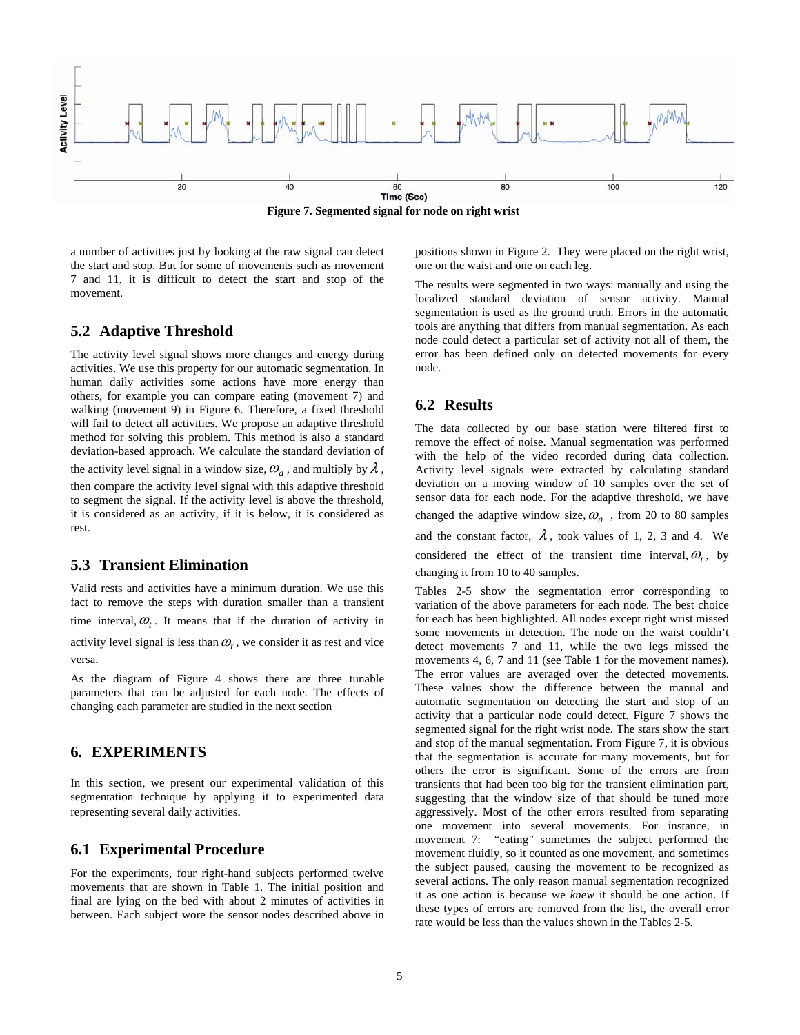Figure 7. Segmented signal for node on right wrist

a number of activities just by looking at the raw signal can detect the start and stop. But for some of movements such as movement 7 and 11, it is difficult to detect the start and stop of the movement.

## 5.2 Adaptive Threshold

The activity level signal shows more changes and energy during activities. We use this property for our automatic segmentation. In human daily activities some actions have more energy than others, for example you can compare eating (movement 7) and walking (movement 9) in Figure 6. Therefore, a fixed threshold will fail to detect all activities. We propose an adaptive threshold method for solving this problem. This method is also a standard deviation-based approach. We calculate the standard deviation of the activity level signal in a window size, $\omega_a$, and multiply by $\lambda$, then compare the activity level signal with this adaptive threshold to segment the signal. If the activity level is above the threshold, it is considered as an activity, if it is below, it is considered as rest.

## 5.3 Transient Elimination

Valid rests and activities have a minimum duration. We use this fact to remove the steps with duration smaller than a transient time interval, $\omega_t$. It means that if the duration of activity in activity level signal is less than $\omega_t$, we consider it as rest and vice versa.

As the diagram of Figure 4 shows there are three tunable parameters that can be adjusted for each node. The effects of changing each parameter are studied in the next section

# 6. EXPERIMENTS

In this section, we present our experimental validation of this segmentation technique by applying it to experimented data representing several daily activities.

## 6.1 Experimental Procedure

For the experiments, four right-hand subjects performed twelve movements that are shown in Table 1. The initial position and final are lying on the bed with about 2 minutes of activities in between. Each subject wore the sensor nodes described above in positions shown in Figure 2. They were placed on the right wrist, one on the waist and one on each leg.

The results were segmented in two ways: manually and using the localized standard deviation of sensor activity. Manual segmentation is used as the ground truth. Errors in the automatic tools are anything that differs from manual segmentation. As each node could detect a particular set of activity not all of them, the error has been defined only on detected movements for every node.

## 6.2 Results

The data collected by our base station were filtered first to remove the effect of noise. Manual segmentation was performed with the help of the video recorded during data collection. Activity level signals were extracted by calculating standard deviation on a moving window of 10 samples over the set of sensor data for each node. For the adaptive threshold, we have changed the adaptive window size, $\omega_a$, from 20 to 80 samples and the constant factor, $\lambda$, took values of 1, 2, 3 and 4. We considered the effect of the transient time interval, $\omega_t$, by changing it from 10 to 40 samples.

Tables 2-5 show the segmentation error corresponding to variation of the above parameters for each node. The best choice for each has been highlighted. All nodes except right wrist missed some movements in detection. The node on the waist couldn't detect movements 7 and 11, while the two legs missed the movements 4, 6, 7 and 11 (see Table 1 for the movement names). The error values are averaged over the detected movements. These values show the difference between the manual and automatic segmentation on detecting the start and stop of an activity that a particular node could detect. Figure 7 shows the segmented signal for the right wrist node. The stars show the start and stop of the manual segmentation. From Figure 7, it is obvious that the segmentation is accurate for many movements, but for others the error is significant. Some of the errors are from transients that had been too big for the transient elimination part, suggesting that the window size of that should be tuned more aggressively. Most of the other errors resulted from separating one movement into several movements. For instance, in movement 7: "eating" sometimes the subject performed the movement fluidly, so it counted as one movement, and sometimes the subject paused, causing the movement to be recognized as several actions. The only reason manual segmentation recognized it as one action is because we *knew* it should be one action. If these types of errors are removed from the list, the overall error rate would be less than the values shown in the Tables 2-5.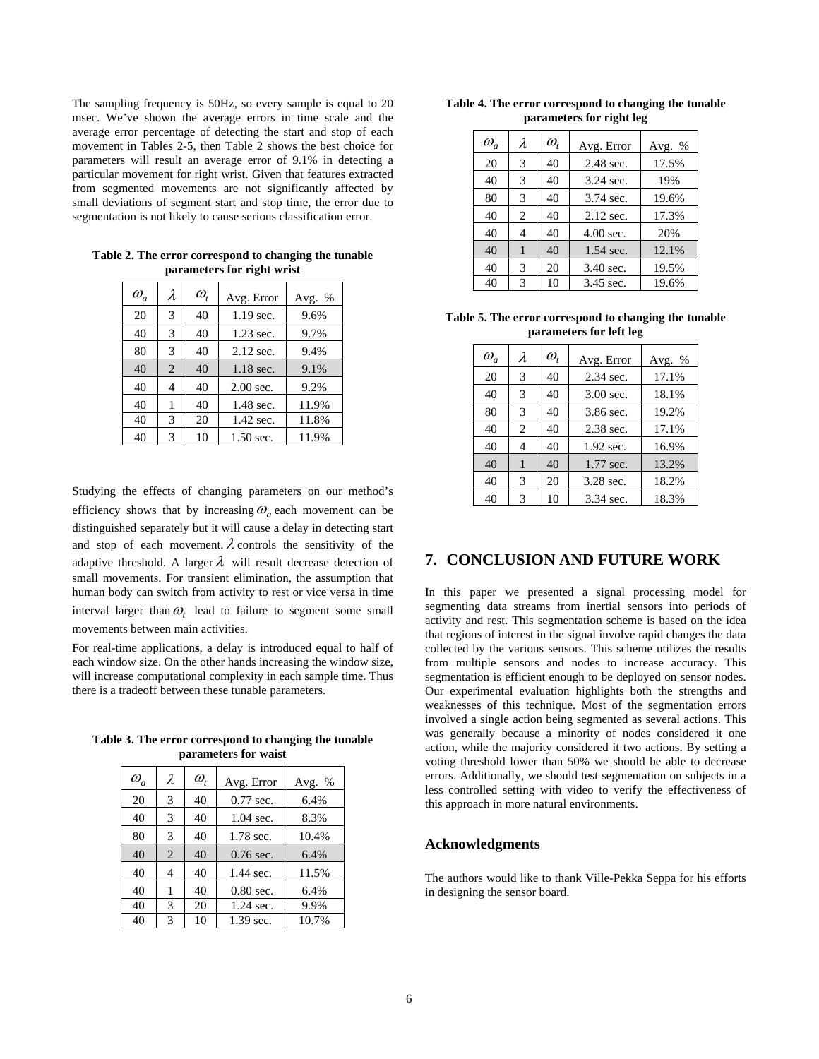The sampling frequency is 50Hz, so every sample is equal to 20 msec. We've shown the average errors in time scale and the average error percentage of detecting the start and stop of each movement in Tables 2-5, then Table 2 shows the best choice for parameters will result an average error of 9.1% in detecting a particular movement for right wrist. Given that features extracted from segmented movements are not significantly affected by small deviations of segment start and stop time, the error due to segmentation is not likely to cause serious classification error.

**Table 2. The error correspond to changing the tunable parameters for right wrist**

| $\omega_a$ | $\lambda$ | $\omega_t$ | Avg. Error | Avg. % |
|---|---|---|---|---|
| 20 | 3 | 40 | 1.19 sec. | 9.6% |
| 40 | 3 | 40 | 1.23 sec. | 9.7% |
| 80 | 3 | 40 | 2.12 sec. | 9.4% |
| 40 | 2 | 40 | 1.18 sec. | 9.1% |
| 40 | 4 | 40 | 2.00 sec. | 9.2% |
| 40 | 1 | 40 | 1.48 sec. | 11.9% |
| 40 | 3 | 20 | 1.42 sec. | 11.8% |
| 40 | 3 | 10 | 1.50 sec. | 11.9% |

Studying the effects of changing parameters on our method's efficiency shows that by increasing $\omega_a$ each movement can be distinguished separately but it will cause a delay in detecting start and stop of each movement. $\lambda$ controls the sensitivity of the adaptive threshold. A larger $\lambda$ will result decrease detection of small movements. For transient elimination, the assumption that human body can switch from activity to rest or vice versa in time interval larger than $\omega_t$ lead to failure to segment some small movements between main activities.

For real-time applications, a delay is introduced equal to half of each window size. On the other hands increasing the window size, will increase computational complexity in each sample time. Thus there is a tradeoff between these tunable parameters.

**Table 3. The error correspond to changing the tunable parameters for waist**

| $\omega_a$ | $\lambda$ | $\omega_t$ | Avg. Error | Avg. % |
|---|---|---|---|---|
| 20 | 3 | 40 | 0.77 sec. | 6.4% |
| 40 | 3 | 40 | 1.04 sec. | 8.3% |
| 80 | 3 | 40 | 1.78 sec. | 10.4% |
| 40 | 2 | 40 | 0.76 sec. | 6.4% |
| 40 | 4 | 40 | 1.44 sec. | 11.5% |
| 40 | 1 | 40 | 0.80 sec. | 6.4% |
| 40 | 3 | 20 | 1.24 sec. | 9.9% |
| 40 | 3 | 10 | 1.39 sec. | 10.7% |

**Table 4. The error correspond to changing the tunable parameters for right leg**

| $\omega_a$ | $\lambda$ | $\omega_t$ | Avg. Error | Avg. % |
|---|---|---|---|---|
| 20 | 3 | 40 | 2.48 sec. | 17.5% |
| 40 | 3 | 40 | 3.24 sec. | 19% |
| 80 | 3 | 40 | 3.74 sec. | 19.6% |
| 40 | 2 | 40 | 2.12 sec. | 17.3% |
| 40 | 4 | 40 | 4.00 sec. | 20% |
| 40 | 1 | 40 | 1.54 sec. | 12.1% |
| 40 | 3 | 20 | 3.40 sec. | 19.5% |
| 40 | 3 | 10 | 3.45 sec. | 19.6% |

**Table 5. The error correspond to changing the tunable parameters for left leg**

| $\omega_a$ | $\lambda$ | $\omega_t$ | Avg. Error | Avg. % |
|---|---|---|---|---|
| 20 | 3 | 40 | 2.34 sec. | 17.1% |
| 40 | 3 | 40 | 3.00 sec. | 18.1% |
| 80 | 3 | 40 | 3.86 sec. | 19.2% |
| 40 | 2 | 40 | 2.38 sec. | 17.1% |
| 40 | 4 | 40 | 1.92 sec. | 16.9% |
| 40 | 1 | 40 | 1.77 sec. | 13.2% |
| 40 | 3 | 20 | 3.28 sec. | 18.2% |
| 40 | 3 | 10 | 3.34 sec. | 18.3% |

## 7. CONCLUSION AND FUTURE WORK

In this paper we presented a signal processing model for segmenting data streams from inertial sensors into periods of activity and rest. This segmentation scheme is based on the idea that regions of interest in the signal involve rapid changes the data collected by the various sensors. This scheme utilizes the results from multiple sensors and nodes to increase accuracy. This segmentation is efficient enough to be deployed on sensor nodes. Our experimental evaluation highlights both the strengths and weaknesses of this technique. Most of the segmentation errors involved a single action being segmented as several actions. This was generally because a minority of nodes considered it one action, while the majority considered it two actions. By setting a voting threshold lower than 50% we should be able to decrease errors. Additionally, we should test segmentation on subjects in a less controlled setting with video to verify the effectiveness of this approach in more natural environments.

### Acknowledgments

The authors would like to thank Ville-Pekka Seppa for his efforts in designing the sensor board.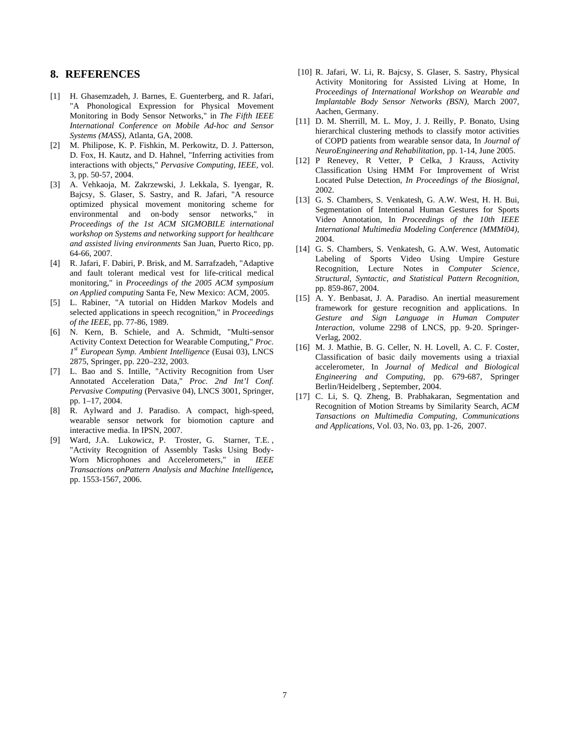## 8. REFERENCES

[1] H. Ghasemzadeh, J. Barnes, E. Guenterberg, and R. Jafari, "A Phonological Expression for Physical Movement Monitoring in Body Sensor Networks," in *The Fifth IEEE International Conference on Mobile Ad-hoc and Sensor Systems (MASS)*, Atlanta, GA, 2008.

[2] M. Philipose, K. P. Fishkin, M. Perkowitz, D. J. Patterson, D. Fox, H. Kautz, and D. Hahnel, "Inferring activities from interactions with objects," *Pervasive Computing, IEEE,* vol. 3, pp. 50-57, 2004.

[3] A. Vehkaoja, M. Zakrzewski, J. Lekkala, S. Iyengar, R. Bajcsy, S. Glaser, S. Sastry, and R. Jafari, "A resource optimized physical movement monitoring scheme for environmental and on-body sensor networks," in *Proceedings of the 1st ACM SIGMOBILE international workshop on Systems and networking support for healthcare and assisted living environments* San Juan, Puerto Rico, pp. 64-66, 2007.

[4] R. Jafari, F. Dabiri, P. Brisk, and M. Sarrafzadeh, "Adaptive and fault tolerant medical vest for life-critical medical monitoring," in *Proceedings of the 2005 ACM symposium on Applied computing* Santa Fe, New Mexico: ACM, 2005.

[5] L. Rabiner, "A tutorial on Hidden Markov Models and selected applications in speech recognition," in *Proceedings of the IEEE*, pp. 77-86, 1989.

[6] N. Kern, B. Schiele, and A. Schmidt, "Multi-sensor Activity Context Detection for Wearable Computing," *Proc. 1st European Symp. Ambient Intelligence* (Eusai 03), LNCS 2875, Springer, pp. 220–232, 2003.

[7] L. Bao and S. Intille, "Activity Recognition from User Annotated Acceleration Data," *Proc. 2nd Int'l Conf. Pervasive Computing* (Pervasive 04), LNCS 3001, Springer, pp. 1–17, 2004.

[8] R. Aylward and J. Paradiso. A compact, high-speed, wearable sensor network for biomotion capture and interactive media. In IPSN, 2007.

[9] Ward, J.A. Lukowicz, P. Troster, G. Starner, T.E. , "Activity Recognition of Assembly Tasks Using Body-Worn Microphones and Accelerometers," in *IEEE Transactions onPattern Analysis and Machine Intelligence***,** pp. 1553-1567, 2006.

[10] R. Jafari, W. Li, R. Bajcsy, S. Glaser, S. Sastry, Physical Activity Monitoring for Assisted Living at Home, In *Proceedings of International Workshop on Wearable and Implantable Body Sensor Networks (BSN)*, March 2007, Aachen, Germany.

[11] D. M. Sherrill, M. L. Moy, J. J. Reilly, P. Bonato, Using hierarchical clustering methods to classify motor activities of COPD patients from wearable sensor data, In *Journal of NeuroEngineering and Rehabilitation*, pp. 1-14, June 2005.

[12] P Renevey, R Vetter, P Celka, J Krauss, Activity Classification Using HMM For Improvement of Wrist Located Pulse Detection, *In Proceedings of the Biosignal*, 2002.

[13] G. S. Chambers, S. Venkatesh, G. A.W. West, H. H. Bui, Segmentation of Intentional Human Gestures for Sports Video Annotation, In *Proceedings of the 10th IEEE International Multimedia Modeling Conference (MMMí04)*, 2004.

[14] G. S. Chambers, S. Venkatesh, G. A.W. West, Automatic Labeling of Sports Video Using Umpire Gesture Recognition, Lecture Notes in *Computer Science, Structural, Syntactic, and Statistical Pattern Recognition*, pp. 859-867, 2004.

[15] A. Y. Benbasat, J. A. Paradiso. An inertial measurement framework for gesture recognition and applications. In *Gesture and Sign Language in Human Computer Interaction*, volume 2298 of LNCS, pp. 9-20. Springer-Verlag, 2002.

[16] M. J. Mathie, B. G. Celler, N. H. Lovell, A. C. F. Coster, Classification of basic daily movements using a triaxial accelerometer, In *Journal of Medical and Biological Engineering and Computing*, pp. 679-687, Springer Berlin/Heidelberg , September, 2004.

[17] C. Li, S. Q. Zheng, B. Prabhakaran, Segmentation and Recognition of Motion Streams by Similarity Search, *ACM Tansactions on Multimedia Computing, Communications and Applications*, Vol. 03, No. 03, pp. 1-26, 2007.